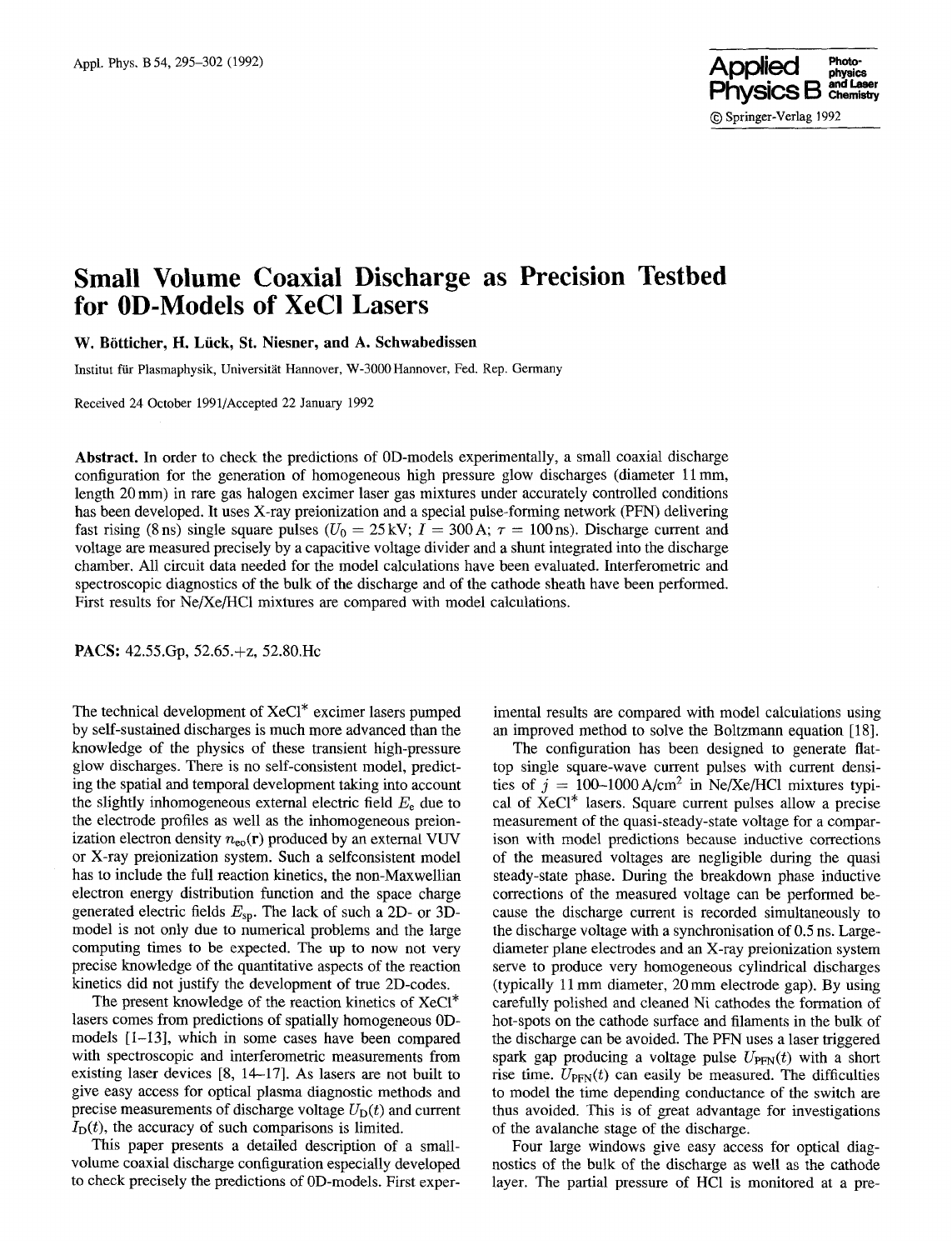# Small Volume Coaxial Discharge as Precision Testbed for 0D-Models of XeCl Lasers

**W. Bötticher, H. Lück, St. Niesner, and A. Schwabedissen**

Institut für Plasmaphysik, Universität Hannover, W-3000 Hannover, Fed. Rep. Germany

Received 24 October 1991/Accepted 22 January 1992

**Abstract.** In order to check the predictions of 0D-models experimentally, a small coaxial discharge configuration for the generation of homogeneous high pressure glow discharges (diameter 11 mm, length 20 mm) in rare gas halogen excimer laser gas mixtures under accurately controlled conditions has been developed. It uses X-ray preionization and a special pulse-forming network (PFN) delivering fast rising (8 ns) single square pulses ($U_0 = 25$ kV; $I = 300$ A; $\tau = 100$ ns). Discharge current and voltage are measured precisely by a capacitive voltage divider and a shunt integrated into the discharge chamber. All circuit data needed for the model calculations have been evaluated. Interferometric and spectroscopic diagnostics of the bulk of the discharge and of the cathode sheath have been performed. First results for Ne/Xe/HCl mixtures are compared with model calculations.

**PACS:** 42.55.Gp, 52.65.+z, 52.80.Hc

The technical development of $XeCl^*$ excimer lasers pumped by self-sustained discharges is much more advanced than the knowledge of the physics of these transient high-pressure glow discharges. There is no self-consistent model, predicting the spatial and temporal development taking into account the slightly inhomogeneous external electric field $E_e$ due to the electrode profiles as well as the inhomogeneous preionization electron density $n_{eo}(\mathbf{r})$ produced by an external VUV or X-ray preionization system. Such a selfconsistent model has to include the full reaction kinetics, the non-Maxwellian electron energy distribution function and the space charge generated electric fields $E_{sp}$. The lack of such a 2D- or 3D-model is not only due to numerical problems and the large computing times to be expected. The up to now not very precise knowledge of the quantitative aspects of the reaction kinetics did not justify the development of true 2D-codes.

The present knowledge of the reaction kinetics of $XeCl^*$ lasers comes from predictions of spatially homogeneous 0D-models [1–13], which in some cases have been compared with spectroscopic and interferometric measurements from existing laser devices [8, 14–17]. As lasers are not built to give easy access for optical plasma diagnostic methods and precise measurements of discharge voltage $U_D(t)$ and current $I_D(t)$, the accuracy of such comparisons is limited.

This paper presents a detailed description of a small-volume coaxial discharge configuration especially developed to check precisely the predictions of 0D-models. First experimental results are compared with model calculations using an improved method to solve the Boltzmann equation [18].

The configuration has been designed to generate flat-top single square-wave current pulses with current densities of $j = 100$–$1000$ A/cm$^2$ in Ne/Xe/HCl mixtures typical of $XeCl^*$ lasers. Square current pulses allow a precise measurement of the quasi-steady-state voltage for a comparison with model predictions because inductive corrections of the measured voltages are negligible during the quasi steady-state phase. During the breakdown phase inductive corrections of the measured voltage can be performed because the discharge current is recorded simultaneously to the discharge voltage with a synchronisation of 0.5 ns. Large-diameter plane electrodes and an X-ray preionization system serve to produce very homogeneous cylindrical discharges (typically 11 mm diameter, 20 mm electrode gap). By using carefully polished and cleaned Ni cathodes the formation of hot-spots on the cathode surface and filaments in the bulk of the discharge can be avoided. The PFN uses a laser triggered spark gap producing a voltage pulse $U_{PFN}(t)$ with a short rise time. $U_{PFN}(t)$ can easily be measured. The difficulties to model the time depending conductance of the switch are thus avoided. This is of great advantage for investigations of the avalanche stage of the discharge.

Four large windows give easy access for optical diagnostics of the bulk of the discharge as well as the cathode layer. The partial pressure of HCl is monitored at a pre-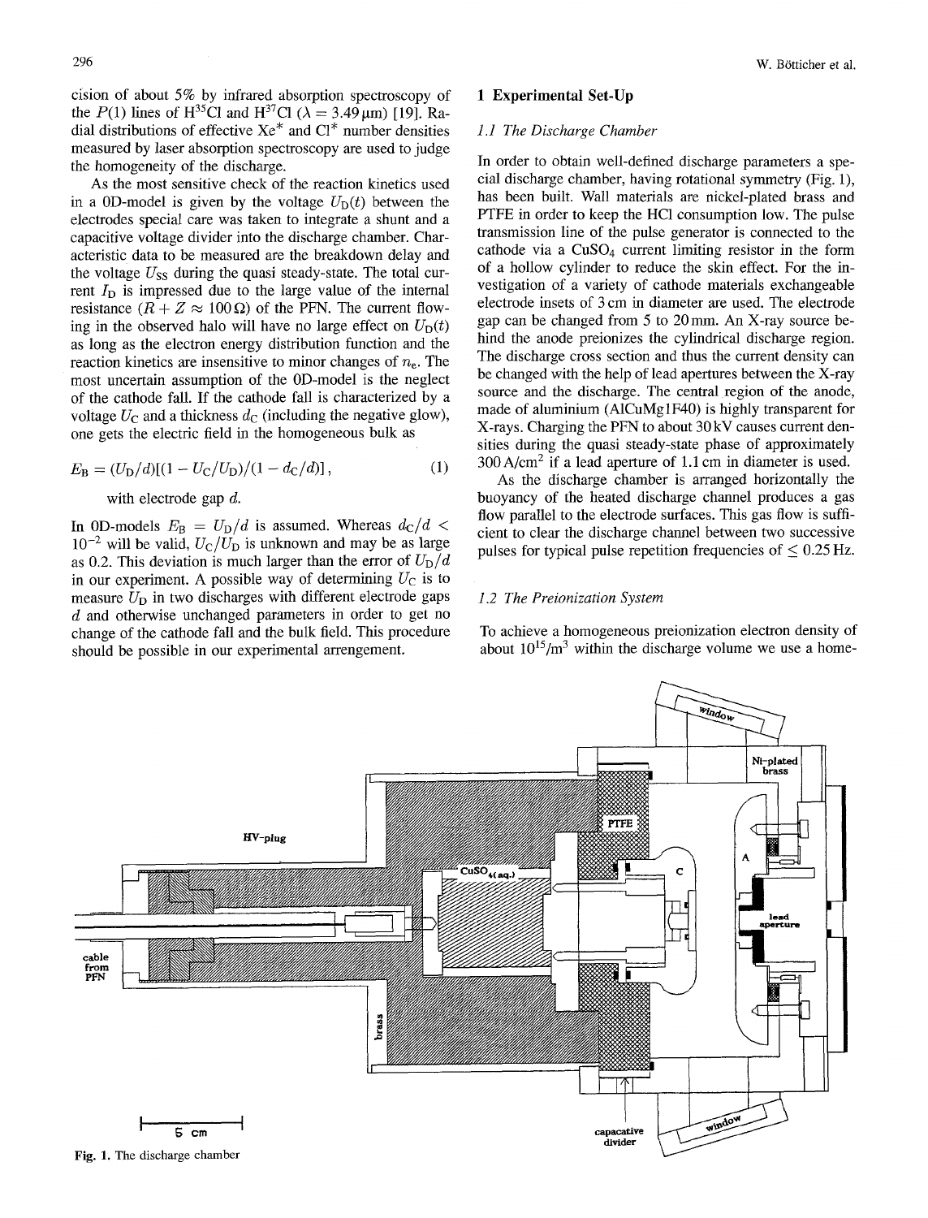cision of about 5% by infrared absorption spectroscopy of the $P(1)$ lines of $H^{35}Cl$ and $H^{37}Cl$ ($\lambda = 3.49\,\mu m$) [19]. Radial distributions of effective $Xe^*$ and $Cl^*$ number densities measured by laser absorption spectroscopy are used to judge the homogeneity of the discharge.

As the most sensitive check of the reaction kinetics used in a 0D-model is given by the voltage $U_D(t)$ between the electrodes special care was taken to integrate a shunt and a capacitive voltage divider into the discharge chamber. Characteristic data to be measured are the breakdown delay and the voltage $U_{SS}$ during the quasi steady-state. The total current $I_D$ is impressed due to the large value of the internal resistance ($R + Z \approx 100\,\Omega$) of the PFN. The current flowing in the observed halo will have no large effect on $U_D(t)$ as long as the electron energy distribution function and the reaction kinetics are insensitive to minor changes of $n_e$. The most uncertain assumption of the 0D-model is the neglect of the cathode fall. If the cathode fall is characterized by a voltage $U_C$ and a thickness $d_C$ (including the negative glow), one gets the electric field in the homogeneous bulk as

$$E_B = (U_D/d)[(1 - U_C/U_D)/(1 - d_C/d)], \tag{1}$$

with electrode gap $d$.

In 0D-models $E_B = U_D/d$ is assumed. Whereas $d_C/d < 10^{-2}$ will be valid, $U_C/U_D$ is unknown and may be as large as 0.2. This deviation is much larger than the error of $U_D/d$ in our experiment. A possible way of determining $U_C$ is to measure $U_D$ in two discharges with different electrode gaps $d$ and otherwise unchanged parameters in order to get no change of the cathode fall and the bulk field. This procedure should be possible in our experimental arrengement.

## 1 Experimental Set-Up

### 1.1 The Discharge Chamber

In order to obtain well-defined discharge parameters a special discharge chamber, having rotational symmetry (Fig. 1), has been built. Wall materials are nickel-plated brass and PTFE in order to keep the HCl consumption low. The pulse transmission line of the pulse generator is connected to the cathode via a $CuSO_4$ current limiting resistor in the form of a hollow cylinder to reduce the skin effect. For the investigation of a variety of cathode materials exchangeable electrode insets of 3 cm in diameter are used. The electrode gap can be changed from 5 to 20 mm. An X-ray source behind the anode preionizes the cylindrical discharge region. The discharge cross section and thus the current density can be changed with the help of lead apertures between the X-ray source and the discharge. The central region of the anode, made of aluminium (AlCuMg1F40) is highly transparent for X-rays. Charging the PFN to about 30 kV causes current densities during the quasi steady-state phase of approximately 300 A/cm$^2$ if a lead aperture of 1.1 cm in diameter is used.

As the discharge chamber is arranged horizontally the buoyancy of the heated discharge channel produces a gas flow parallel to the electrode surfaces. This gas flow is sufficient to clear the discharge channel between two successive pulses for typical pulse repetition frequencies of $\leq 0.25$ Hz.

### 1.2 The Preionization System

To achieve a homogeneous preionization electron density of about $10^{15}/m^3$ within the discharge volume we use a home-

Fig. 1. The discharge chamber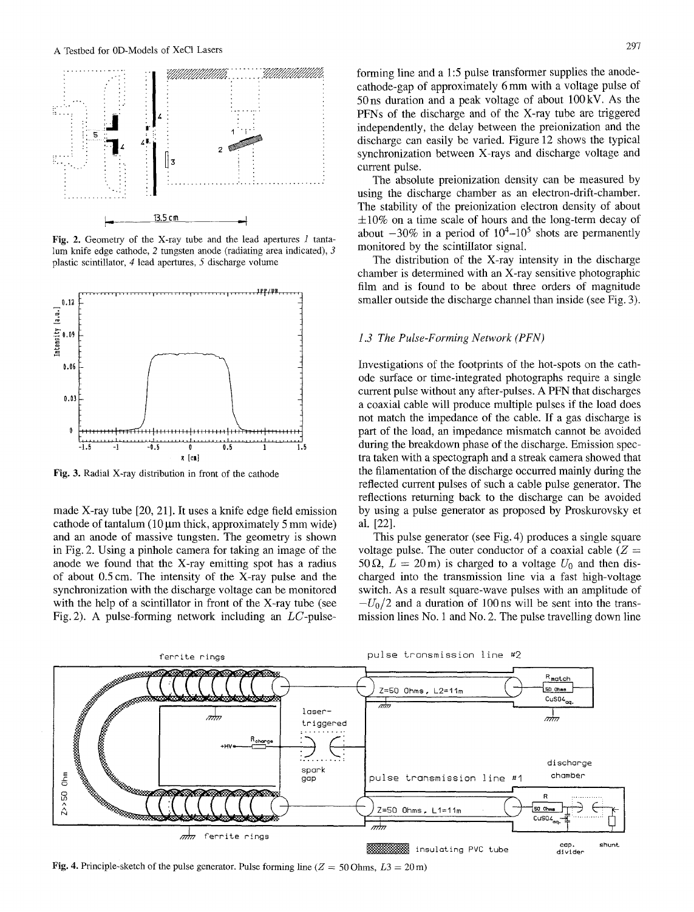Fig. 2. Geometry of the X-ray tube and the lead apertures *1* tantalum knife edge cathode, *2* tungsten anode (radiating area indicated), *3* plastic scintillator, *4* lead apertures, *5* discharge volume

Fig. 3. Radial X-ray distribution in front of the cathode

made X-ray tube [20, 21]. It uses a knife edge field emission cathode of tantalum (10 μm thick, approximately 5 mm wide) and an anode of massive tungsten. The geometry is shown in Fig. 2. Using a pinhole camera for taking an image of the anode we found that the X-ray emitting spot has a radius of about 0.5 cm. The intensity of the X-ray pulse and the synchronization with the discharge voltage can be monitored with the help of a scintillator in front of the X-ray tube (see Fig. 2). A pulse-forming network including an $LC$-pulse-forming line and a 1:5 pulse transformer supplies the anode-cathode-gap of approximately 6 mm with a voltage pulse of 50 ns duration and a peak voltage of about 100 kV. As the PFNs of the discharge and of the X-ray tube are triggered independently, the delay between the preionization and the discharge can easily be varied. Figure 12 shows the typical synchronization between X-rays and discharge voltage and current pulse.

The absolute preionization density can be measured by using the discharge chamber as an electron-drift-chamber. The stability of the preionization electron density of about $\pm 10\%$ on a time scale of hours and the long-term decay of about $-30\%$ in a period of $10^4$–$10^5$ shots are permanently monitored by the scintillator signal.

The distribution of the X-ray intensity in the discharge chamber is determined with an X-ray sensitive photographic film and is found to be about three orders of magnitude smaller outside the discharge channel than inside (see Fig. 3).

### 1.3 The Pulse-Forming Network (PFN)

Investigations of the footprints of the hot-spots on the cathode surface or time-integrated photographs require a single current pulse without any after-pulses. A PFN that discharges a coaxial cable will produce multiple pulses if the load does not match the impedance of the cable. If a gas discharge is part of the load, an impedance mismatch cannot be avoided during the breakdown phase of the discharge. Emission spectra taken with a spectograph and a streak camera showed that the filamentation of the discharge occurred mainly during the reflected current pulses of such a cable pulse generator. The reflections returning back to the discharge can be avoided by using a pulse generator as proposed by Proskurovsky et al. [22].

This pulse generator (see Fig. 4) produces a single square voltage pulse. The outer conductor of a coaxial cable ($Z = 50\,\Omega$, $L = 20$ m) is charged to a voltage $U_0$ and then discharged into the transmission line via a fast high-voltage switch. As a result square-wave pulses with an amplitude of $-U_0/2$ and a duration of 100 ns will be sent into the transmission lines No. 1 and No. 2. The pulse travelling down line

Fig. 4. Principle-sketch of the pulse generator. Pulse forming line ($Z = 50$ Ohms, $L3 = 20$ m)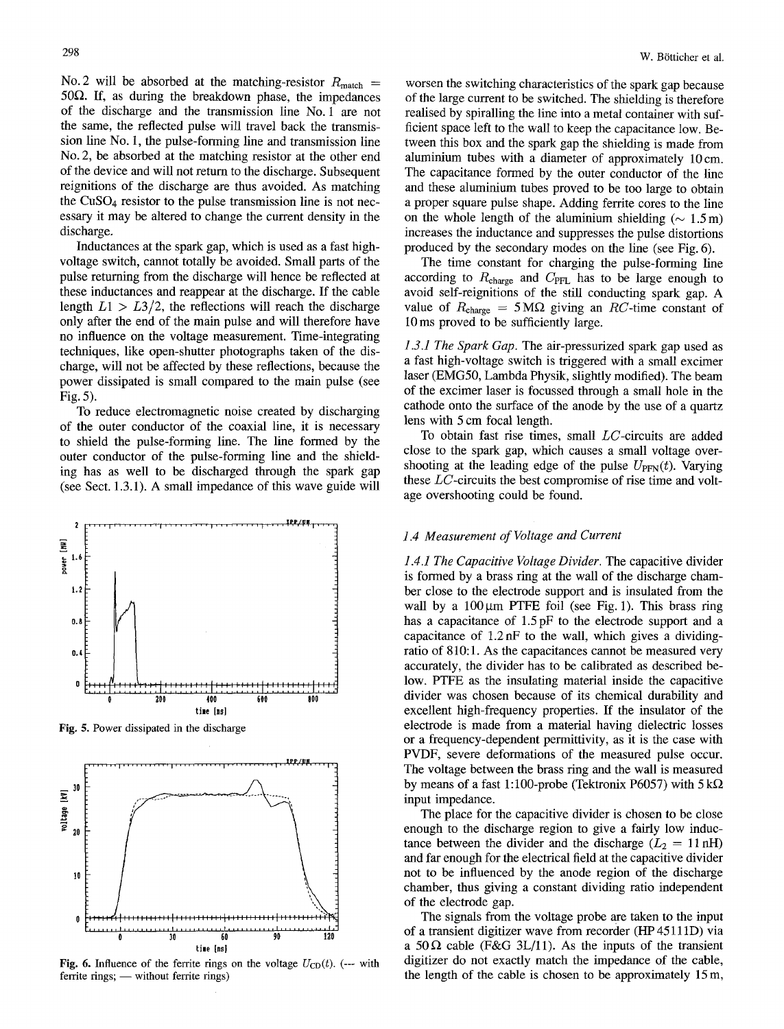No. 2 will be absorbed at the matching-resistor $R_{\text{match}} = 50\Omega$. If, as during the breakdown phase, the impedances of the discharge and the transmission line No. 1 are not the same, the reflected pulse will travel back the transmission line No. 1, the pulse-forming line and transmission line No. 2, be absorbed at the matching resistor at the other end of the device and will not return to the discharge. Subsequent reignitions of the discharge are thus avoided. As matching the $CuSO_4$ resistor to the pulse transmission line is not necessary it may be altered to change the current density in the discharge.

Inductances at the spark gap, which is used as a fast high-voltage switch, cannot totally be avoided. Small parts of the pulse returning from the discharge will hence be reflected at these inductances and reappear at the discharge. If the cable length $L1 > L3/2$, the reflections will reach the discharge only after the end of the main pulse and will therefore have no influence on the voltage measurement. Time-integrating techniques, like open-shutter photographs taken of the discharge, will not be affected by these reflections, because the power dissipated is small compared to the main pulse (see Fig. 5).

To reduce electromagnetic noise created by discharging of the outer conductor of the coaxial line, it is necessary to shield the pulse-forming line. The line formed by the outer conductor of the pulse-forming line and the shielding has as well to be discharged through the spark gap (see Sect. 1.3.1). A small impedance of this wave guide will worsen the switching characteristics of the spark gap because of the large current to be switched. The shielding is therefore realised by spiralling the line into a metal container with sufficient space left to the wall to keep the capacitance low. Between this box and the spark gap the shielding is made from aluminium tubes with a diameter of approximately 10 cm. The capacitance formed by the outer conductor of the line and these aluminium tubes proved to be too large to obtain a proper square pulse shape. Adding ferrite cores to the line on the whole length of the aluminium shielding ($\sim 1.5$ m) increases the inductance and suppresses the pulse distortions produced by the secondary modes on the line (see Fig. 6).

The time constant for charging the pulse-forming line according to $R_{\text{charge}}$ and $C_{\text{PFL}}$ has to be large enough to avoid self-reignitions of the still conducting spark gap. A value of $R_{\text{charge}} = 5\,\text{M}\Omega$ giving an $RC$-time constant of 10 ms proved to be sufficiently large.

*1.3.1 The Spark Gap.* The air-pressurized spark gap used as a fast high-voltage switch is triggered with a small excimer laser (EMG50, Lambda Physik, slightly modified). The beam of the excimer laser is focussed through a small hole in the cathode onto the surface of the anode by the use of a quartz lens with 5 cm focal length.

To obtain fast rise times, small $LC$-circuits are added close to the spark gap, which causes a small voltage overshooting at the leading edge of the pulse $U_{\text{PFN}}(t)$. Varying these $LC$-circuits the best compromise of rise time and voltage overshooting could be found.

**Fig. 5.** Power dissipated in the discharge

**Fig. 6.** Influence of the ferrite rings on the voltage $U_{\text{CD}}(t)$. (--- with ferrite rings; — without ferrite rings)

### 1.4 Measurement of Voltage and Current

*1.4.1 The Capacitive Voltage Divider.* The capacitive divider is formed by a brass ring at the wall of the discharge chamber close to the electrode support and is insulated from the wall by a 100 μm PTFE foil (see Fig. 1). This brass ring has a capacitance of 1.5 pF to the electrode support and a capacitance of 1.2 nF to the wall, which gives a dividing-ratio of 810:1. As the capacitances cannot be measured very accurately, the divider has to be calibrated as described below. PTFE as the insulating material inside the capacitive divider was chosen because of its chemical durability and excellent high-frequency properties. If the insulator of the electrode is made from a material having dielectric losses or a frequency-dependent permittivity, as it is the case with PVDF, severe deformations of the measured pulse occur. The voltage between the brass ring and the wall is measured by means of a fast 1:100-probe (Tektronix P6057) with 5 kΩ input impedance.

The place for the capacitive divider is chosen to be close enough to the discharge region to give a fairly low inductance between the divider and the discharge ($L_2 = 11$ nH) and far enough for the electrical field at the capacitive divider not to be influenced by the anode region of the discharge chamber, thus giving a constant dividing ratio independent of the electrode gap.

The signals from the voltage probe are taken to the input of a transient digitizer wave from recorder (HP 45111D) via a 50 Ω cable (F&G 3L/11). As the inputs of the transient digitizer do not exactly match the impedance of the cable, the length of the cable is chosen to be approximately 15 m,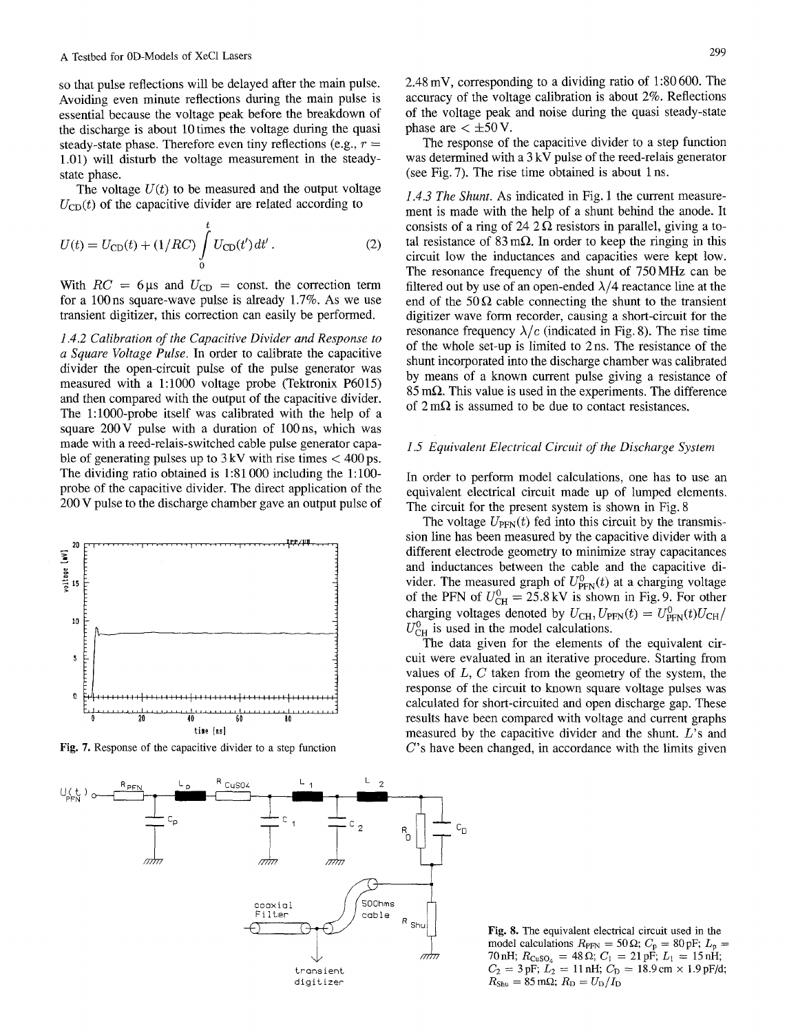so that pulse reflections will be delayed after the main pulse. Avoiding even minute reflections during the main pulse is essential because the voltage peak before the breakdown of the discharge is about 10 times the voltage during the quasi steady-state phase. Therefore even tiny reflections (e.g., $r = 1.01$) will disturb the voltage measurement in the steady-state phase.

The voltage $U(t)$ to be measured and the output voltage $U_{CD}(t)$ of the capacitive divider are related according to

$$U(t) = U_{CD}(t) + (1/RC) \int_0^t U_{CD}(t')\,dt'. \quad (2)$$

With $RC = 6\,\mu s$ and $U_{CD} = \text{const.}$ the correction term for a 100 ns square-wave pulse is already 1.7%. As we use transient digitizer, this correction can easily be performed.

*1.4.2 Calibration of the Capacitive Divider and Response to a Square Voltage Pulse.* In order to calibrate the capacitive divider the open-circuit pulse of the pulse generator was measured with a 1:1000 voltage probe (Tektronix P6015) and then compared with the output of the capacitive divider. The 1:1000-probe itself was calibrated with the help of a square 200 V pulse with a duration of 100 ns, which was made with a reed-relais-switched cable pulse generator capable of generating pulses up to 3 kV with rise times < 400 ps. The dividing ratio obtained is 1:81 000 including the 1:100-probe of the capacitive divider. The direct application of the 200 V pulse to the discharge chamber gave an output pulse of 2.48 mV, corresponding to a dividing ratio of 1:80 600. The accuracy of the voltage calibration is about 2%. Reflections of the voltage peak and noise during the quasi steady-state phase are < ±50 V.

The response of the capacitive divider to a step function was determined with a 3 kV pulse of the reed-relais generator (see Fig. 7). The rise time obtained is about 1 ns.

Fig. 7. Response of the capacitive divider to a step function

*1.4.3 The Shunt.* As indicated in Fig. 1 the current measurement is made with the help of a shunt behind the anode. It consists of a ring of 24 2 Ω resistors in parallel, giving a total resistance of 83 mΩ. In order to keep the ringing in this circuit low the inductances and capacities were kept low. The resonance frequency of the shunt of 750 MHz can be filtered out by use of an open-ended λ/4 reactance line at the end of the 50 Ω cable connecting the shunt to the transient digitizer wave form recorder, causing a short-circuit for the resonance frequency λ/c (indicated in Fig. 8). The rise time of the whole set-up is limited to 2 ns. The resistance of the shunt incorporated into the discharge chamber was calibrated by means of a known current pulse giving a resistance of 85 mΩ. This value is used in the experiments. The difference of 2 mΩ is assumed to be due to contact resistances.

## 1.5 Equivalent Electrical Circuit of the Discharge System

In order to perform model calculations, one has to use an equivalent electrical circuit made up of lumped elements. The circuit for the present system is shown in Fig. 8

The voltage $U_{PFN}(t)$ fed into this circuit by the transmission line has been measured by the capacitive divider with a different electrode geometry to minimize stray capacitances and inductances between the cable and the capacitive divider. The measured graph of $U^0_{PFN}(t)$ at a charging voltage of the PFN of $U^0_{CH} = 25.8$ kV is shown in Fig. 9. For other charging voltages denoted by $U_{CH}$, $U_{PFN}(t) = U^0_{PFN}(t)U_{CH}/U^0_{CH}$ is used in the model calculations.

The data given for the elements of the equivalent circuit were evaluated in an iterative procedure. Starting from values of $L$, $C$ taken from the geometry of the system, the response of the circuit to known square voltage pulses was calculated for short-circuited and open discharge gap. These results have been compared with voltage and current graphs measured by the capacitive divider and the shunt. $L$'s and $C$'s have been changed, in accordance with the limits given

Fig. 8. The equivalent electrical circuit used in the model calculations $R_{PFN} = 50\,\Omega$; $C_p = 80$ pF; $L_p = 70$ nH; $R_{CuSO_4} = 48\,\Omega$; $C_1 = 21$ pF; $L_1 = 15$ nH; $C_2 = 3$ pF; $L_2 = 11$ nH; $C_D = 18.9\,\text{cm} \times 1.9$ pF/d; $R_{Shu} = 85$ mΩ; $R_D = U_D/I_D$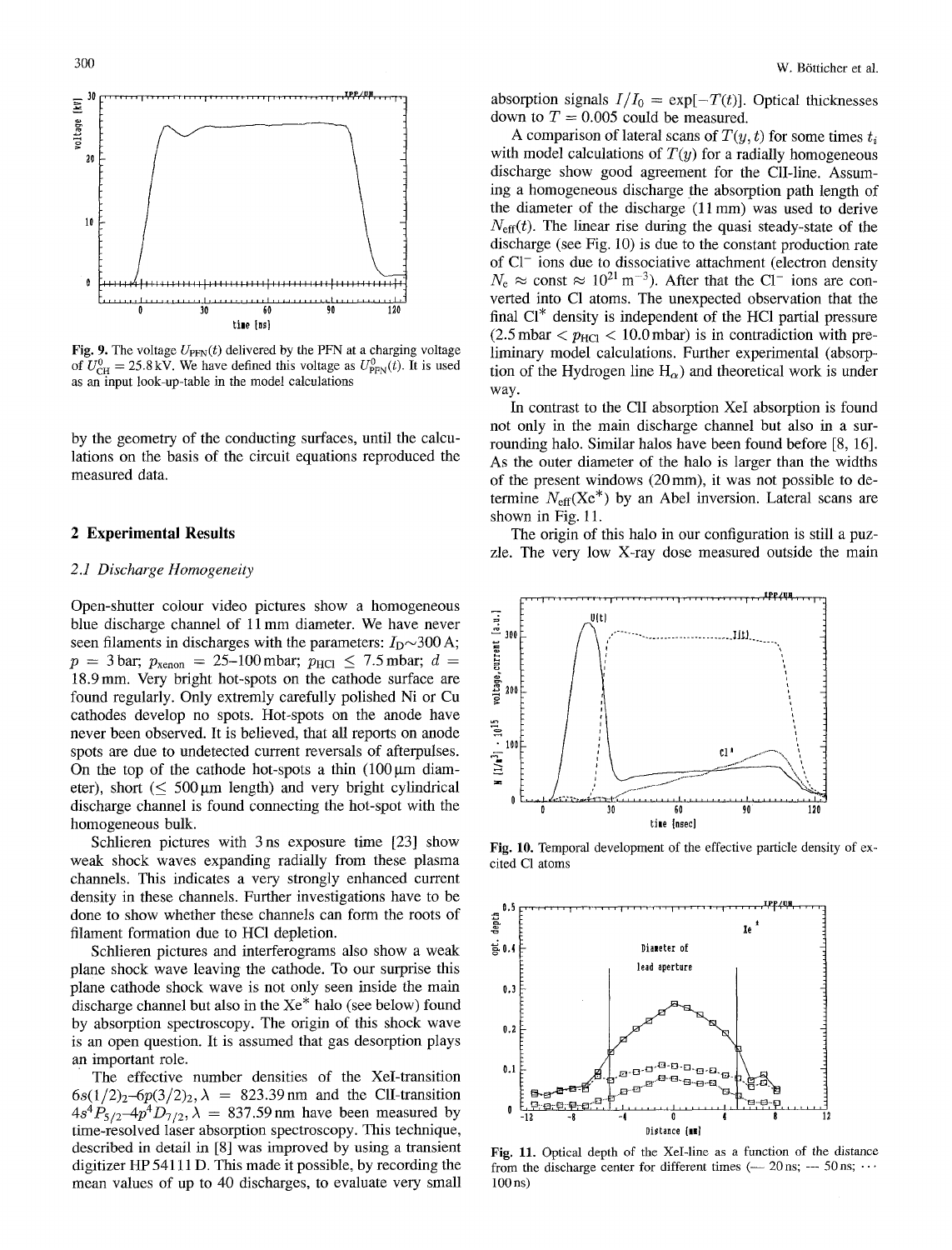Fig. 9. The voltage $U_{\mathrm{PFN}}(t)$ delivered by the PFN at a charging voltage of $U^0_{\mathrm{CH}} = 25.8\,\mathrm{kV}$. We have defined this voltage as $U^0_{\mathrm{PFN}}(t)$. It is used as an input look-up-table in the model calculations

by the geometry of the conducting surfaces, until the calculations on the basis of the circuit equations reproduced the measured data.

## 2 Experimental Results

### 2.1 Discharge Homogeneity

Open-shutter colour video pictures show a homogeneous blue discharge channel of 11 mm diameter. We have never seen filaments in discharges with the parameters: $I_D \sim 300\,\mathrm{A}$; $p = 3\,\mathrm{bar}$; $p_{\mathrm{xenon}} = 25$–$100\,\mathrm{mbar}$; $p_{\mathrm{HCl}} \leq 7.5\,\mathrm{mbar}$; $d = 18.9\,\mathrm{mm}$. Very bright hot-spots on the cathode surface are found regularly. Only extremly carefully polished Ni or Cu cathodes develop no spots. Hot-spots on the anode have never been observed. It is believed, that all reports on anode spots are due to undetected current reversals of afterpulses. On the top of the cathode hot-spots a thin ($100\,\mu\mathrm{m}$ diameter), short ($\leq 500\,\mu\mathrm{m}$ length) and very bright cylindrical discharge channel is found connecting the hot-spot with the homogeneous bulk.

Schlieren pictures with 3 ns exposure time [23] show weak shock waves expanding radially from these plasma channels. This indicates a very strongly enhanced current density in these channels. Further investigations have to be done to show whether these channels can form the roots of filament formation due to HCl depletion.

Schlieren pictures and interferograms also show a weak plane shock wave leaving the cathode. To our surprise this plane cathode shock wave is not only seen inside the main discharge channel but also in the Xe* halo (see below) found by absorption spectroscopy. The origin of this shock wave is an open question. It is assumed that gas desorption plays an important role.

The effective number densities of the XeI-transition $6s(1/2)_2$–$6p(3/2)_2$, $\lambda = 823.39\,\mathrm{nm}$ and the ClI-transition $4s\,^4P_{5/2}$–$4p\,^4D_{7/2}$, $\lambda = 837.59\,\mathrm{nm}$ have been measured by time-resolved laser absorption spectroscopy. This technique, described in detail in [8] was improved by using a transient digitizer HP 54111 D. This made it possible, by recording the mean values of up to 40 discharges, to evaluate very small absorption signals $I/I_0 = \exp[-T(t)]$. Optical thicknesses down to $T = 0.005$ could be measured.

A comparison of lateral scans of $T(y, t)$ for some times $t_i$ with model calculations of $T(y)$ for a radially homogeneous discharge show good agreement for the ClI-line. Assuming a homogeneous discharge the absorption path length of the diameter of the discharge (11 mm) was used to derive $N_{\mathrm{eff}}(t)$. The linear rise during the quasi steady-state of the discharge (see Fig. 10) is due to the constant production rate of $\mathrm{Cl}^-$ ions due to dissociative attachment (electron density $N_e \approx \mathrm{const} \approx 10^{21}\,\mathrm{m}^{-3}$). After that the $\mathrm{Cl}^-$ ions are converted into Cl atoms. The unexpected observation that the final Cl* density is independent of the HCl partial pressure ($2.5\,\mathrm{mbar} < p_{\mathrm{HCl}} < 10.0\,\mathrm{mbar}$) is in contradiction with preliminary model calculations. Further experimental (absorption of the Hydrogen line $\mathrm{H}_\alpha$) and theoretical work is under way.

In contrast to the ClI absorption XeI absorption is found not only in the main discharge channel but also in a surrounding halo. Similar halos have been found before [8, 16]. As the outer diameter of the halo is larger than the widths of the present windows (20 mm), it was not possible to determine $N_{\mathrm{eff}}(\mathrm{Xe}^*)$ by an Abel inversion. Lateral scans are shown in Fig. 11.

The origin of this halo in our configuration is still a puzzle. The very low X-ray dose measured outside the main

Fig. 10. Temporal development of the effective particle density of excited Cl atoms

Fig. 11. Optical depth of the XeI-line as a function of the distance from the discharge center for different times (— 20 ns; --- 50 ns; ··· 100 ns)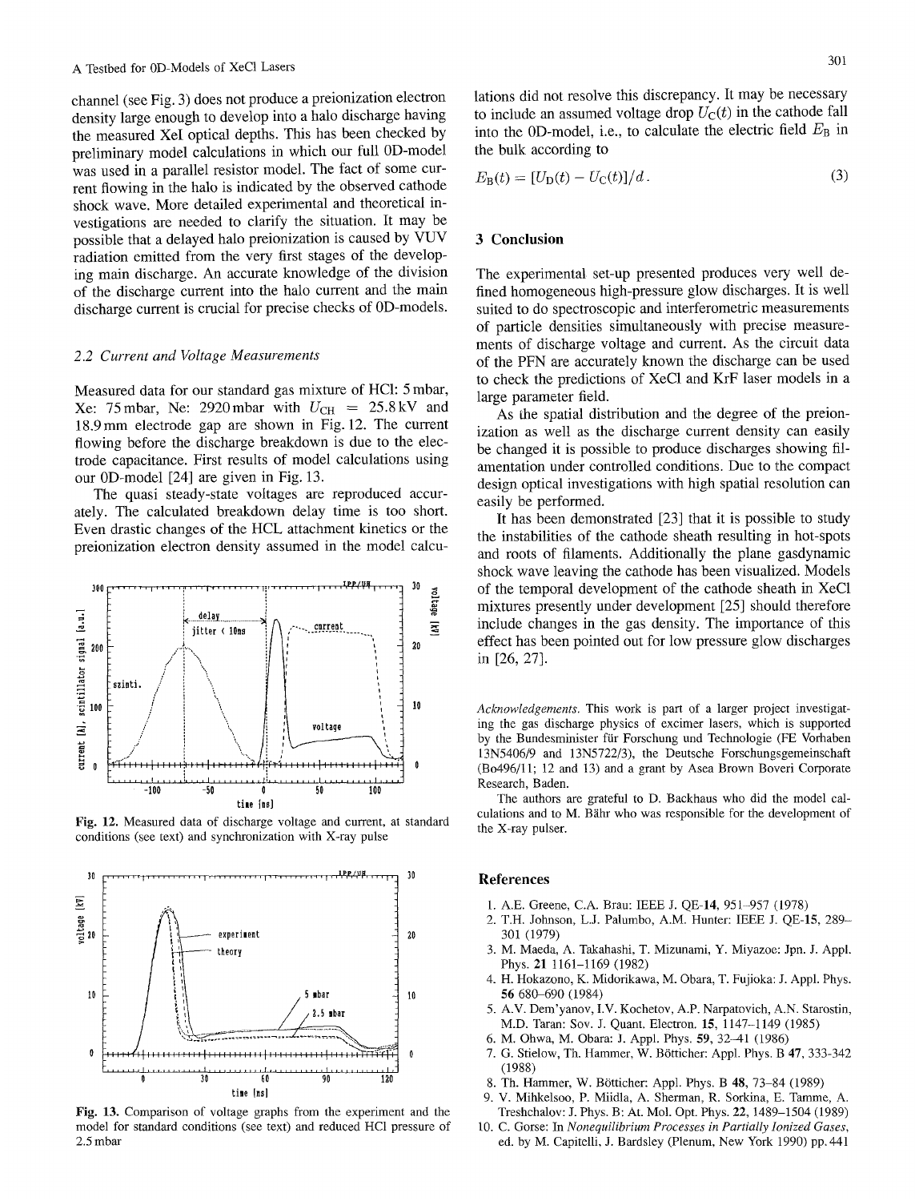channel (see Fig. 3) does not produce a preionization electron density large enough to develop into a halo discharge having the measured XeI optical depths. This has been checked by preliminary model calculations in which our full 0D-model was used in a parallel resistor model. The fact of some current flowing in the halo is indicated by the observed cathode shock wave. More detailed experimental and theoretical investigations are needed to clarify the situation. It may be possible that a delayed halo preionization is caused by VUV radiation emitted from the very first stages of the developing main discharge. An accurate knowledge of the division of the discharge current into the halo current and the main discharge current is crucial for precise checks of 0D-models.

### 2.2 Current and Voltage Measurements

Measured data for our standard gas mixture of HCl: 5 mbar, Xe: 75 mbar, Ne: 2920 mbar with $U_{CH}$ = 25.8 kV and 18.9 mm electrode gap are shown in Fig. 12. The current flowing before the discharge breakdown is due to the electrode capacitance. First results of model calculations using our 0D-model [24] are given in Fig. 13.

The quasi steady-state voltages are reproduced accurately. The calculated breakdown delay time is too short. Even drastic changes of the HCL attachment kinetics or the preionization electron density assumed in the model calculations did not resolve this discrepancy. It may be necessary to include an assumed voltage drop $U_C(t)$ in the cathode fall into the 0D-model, i.e., to calculate the electric field $E_B$ in the bulk according to

$$E_B(t) = [U_D(t) - U_C(t)]/d. \tag{3}$$

**Fig. 12.** Measured data of discharge voltage and current, at standard conditions (see text) and synchronization with X-ray pulse

**Fig. 13.** Comparison of voltage graphs from the experiment and the model for standard conditions (see text) and reduced HCl pressure of 2.5 mbar

## 3 Conclusion

The experimental set-up presented produces very well defined homogeneous high-pressure glow discharges. It is well suited to do spectroscopic and interferometric measurements of particle densities simultaneously with precise measurements of discharge voltage and current. As the circuit data of the PFN are accurately known the discharge can be used to check the predictions of XeCl and KrF laser models in a large parameter field.

As the spatial distribution and the degree of the preionization as well as the discharge current density can easily be changed it is possible to produce discharges showing filamentation under controlled conditions. Due to the compact design optical investigations with high spatial resolution can easily be performed.

It has been demonstrated [23] that it is possible to study the instabilities of the cathode sheath resulting in hot-spots and roots of filaments. Additionally the plane gasdynamic shock wave leaving the cathode has been visualized. Models of the temporal development of the cathode sheath in XeCl mixtures presently under development [25] should therefore include changes in the gas density. The importance of this effect has been pointed out for low pressure glow discharges in [26, 27].

*Acknowledgements.* This work is part of a larger project investigating the gas discharge physics of excimer lasers, which is supported by the Bundesminister für Forschung und Technologie (FE Vorhaben 13N5406/9 and 13N5722/3), the Deutsche Forschungsgemeinschaft (Bo496/11; 12 and 13) and a grant by Asea Brown Boveri Corporate Research, Baden.

The authors are grateful to D. Backhaus who did the model calculations and to M. Bähr who was responsible for the development of the X-ray pulser.

## References

1. A.E. Greene, C.A. Brau: IEEE J. QE-**14**, 951–957 (1978)
2. T.H. Johnson, L.J. Palumbo, A.M. Hunter: IEEE J. QE-**15**, 289–301 (1979)
3. M. Maeda, A. Takahashi, T. Mizunami, Y. Miyazoe: Jpn. J. Appl. Phys. **21** 1161–1169 (1982)
4. H. Hokazono, K. Midorikawa, M. Obara, T. Fujioka: J. Appl. Phys. **56** 680–690 (1984)
5. A.V. Dem'yanov, I.V. Kochetov, A.P. Narpatovich, A.N. Starostin, M.D. Taran: Sov. J. Quant. Electron. **15**, 1147–1149 (1985)
6. M. Ohwa, M. Obara: J. Appl. Phys. **59**, 32–41 (1986)
7. G. Stielow, Th. Hammer, W. Bötticher: Appl. Phys. B **47**, 333-342 (1988)
8. Th. Hammer, W. Bötticher: Appl. Phys. B **48**, 73–84 (1989)
9. V. Mihkelsoo, P. Miidla, A. Sherman, R. Sorkina, E. Tamme, A. Treshchalov: J. Phys. B: At. Mol. Opt. Phys. **22**, 1489–1504 (1989)
10. C. Gorse: In *Nonequilibrium Processes in Partially Ionized Gases*, ed. by M. Capitelli, J. Bardsley (Plenum, New York 1990) pp. 441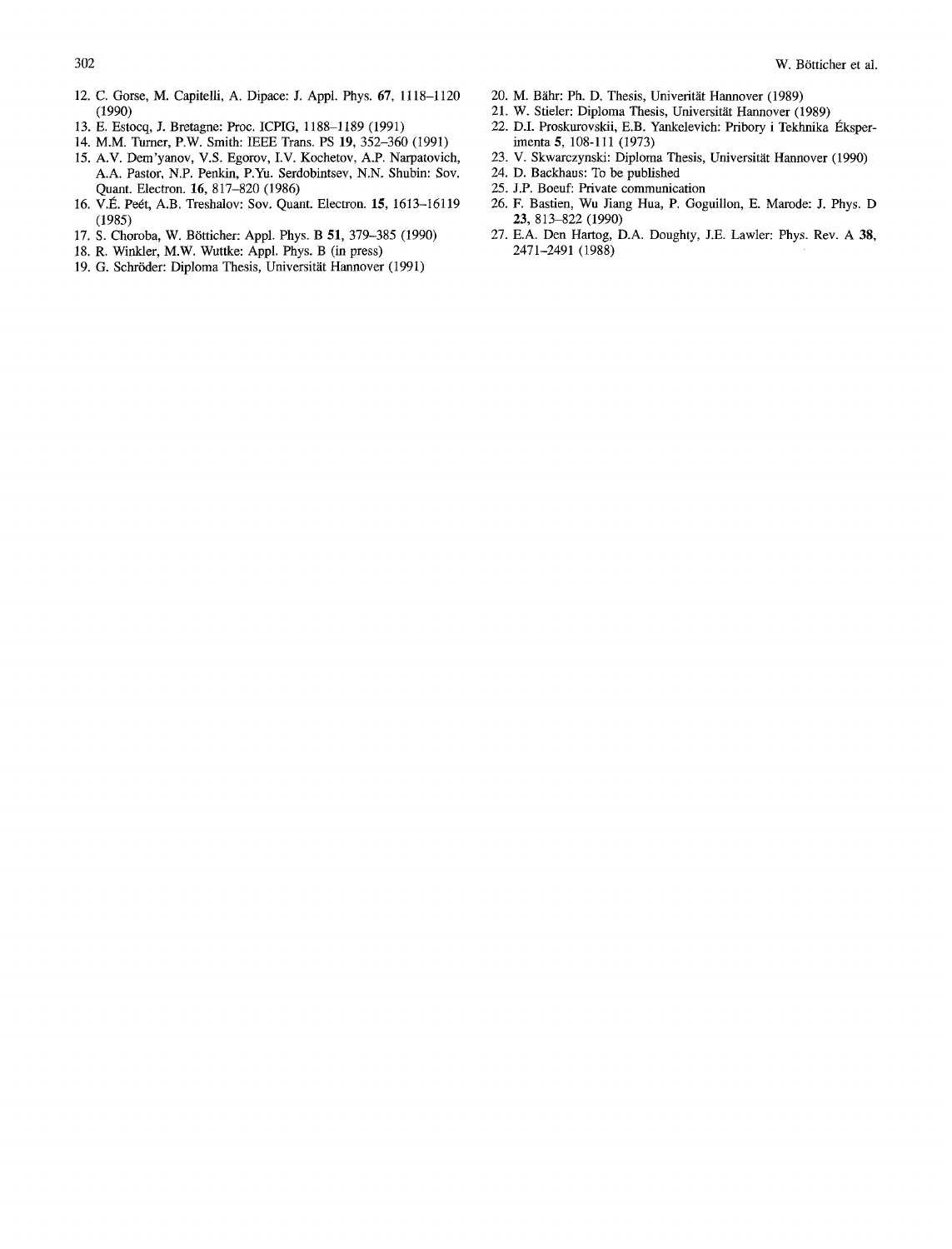12. C. Gorse, M. Capitelli, A. Dipace: J. Appl. Phys. **67**, 1118–1120 (1990)
13. E. Estocq, J. Bretagne: Proc. ICPIG, 1188–1189 (1991)
14. M.M. Turner, P.W. Smith: IEEE Trans. PS **19**, 352–360 (1991)
15. A.V. Dem'yanov, V.S. Egorov, I.V. Kochetov, A.P. Narpatovich, A.A. Pastor, N.P. Penkin, P.Yu. Serdobintsev, N.N. Shubin: Sov. Quant. Electron. **16**, 817–820 (1986)
16. V.É. Peét, A.B. Treshalov: Sov. Quant. Electron. **15**, 1613–16119 (1985)
17. S. Choroba, W. Bötticher: Appl. Phys. B **51**, 379–385 (1990)
18. R. Winkler, M.W. Wuttke: Appl. Phys. B (in press)
19. G. Schröder: Diploma Thesis, Universität Hannover (1991)
20. M. Bähr: Ph. D. Thesis, Univerität Hannover (1989)
21. W. Stieler: Diploma Thesis, Universität Hannover (1989)
22. D.I. Proskurovskii, E.B. Yankelevich: Pribory i Tekhnika Éksperimenta **5**, 108-111 (1973)
23. V. Skwarczynski: Diploma Thesis, Universität Hannover (1990)
24. D. Backhaus: To be published
25. J.P. Boeuf: Private communication
26. F. Bastien, Wu Jiang Hua, P. Goguillon, E. Marode: J. Phys. D **23**, 813–822 (1990)
27. E.A. Den Hartog, D.A. Doughty, J.E. Lawler: Phys. Rev. A **38**, 2471–2491 (1988)